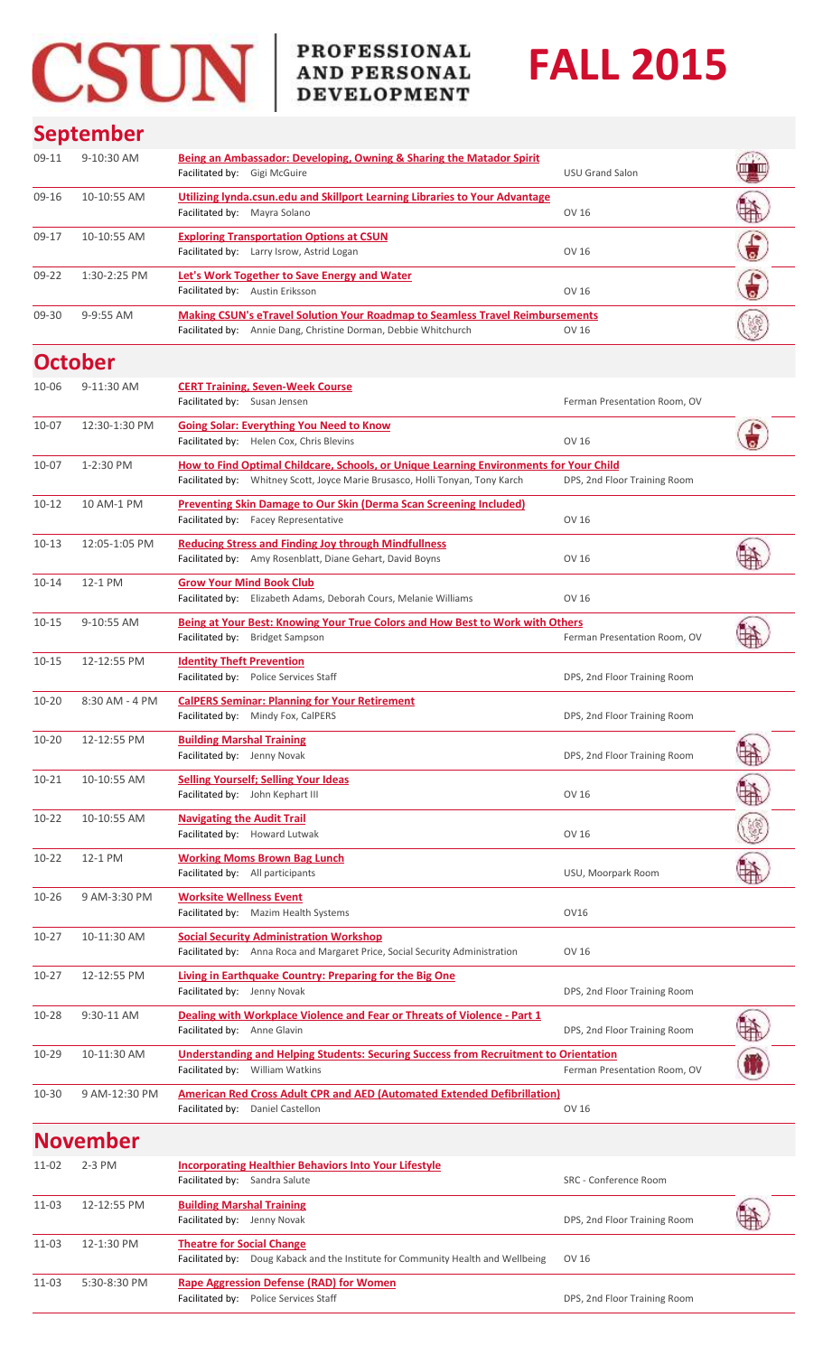# CSUN | PROFESSIONAL AND PERSONAL DEVELOPMENT — FALL 2015

## September

| Date | Time | Session | Location |
| --- | --- | --- | --- |
| 09-11 | 9-10:30 AM | **Being an Ambassador: Developing, Owning & Sharing the Matador Spirit**<br>Facilitated by: Gigi McGuire | USU Grand Salon |
| 09-16 | 10-10:55 AM | **Utilizing lynda.csun.edu and Skillport Learning Libraries to Your Advantage**<br>Facilitated by: Mayra Solano | OV 16 |
| 09-17 | 10-10:55 AM | **Exploring Transportation Options at CSUN**<br>Facilitated by: Larry Isrow, Astrid Logan | OV 16 |
| 09-22 | 1:30-2:25 PM | **Let's Work Together to Save Energy and Water**<br>Facilitated by: Austin Eriksson | OV 16 |
| 09-30 | 9-9:55 AM | **Making CSUN's eTravel Solution Your Roadmap to Seamless Travel Reimbursements**<br>Facilitated by: Annie Dang, Christine Dorman, Debbie Whitchurch | OV 16 |

## October

| Date | Time | Session | Location |
| --- | --- | --- | --- |
| 10-06 | 9-11:30 AM | **CERT Training, Seven-Week Course**<br>Facilitated by: Susan Jensen | Ferman Presentation Room, OV |
| 10-07 | 12:30-1:30 PM | **Going Solar: Everything You Need to Know**<br>Facilitated by: Helen Cox, Chris Blevins | OV 16 |
| 10-07 | 1-2:30 PM | **How to Find Optimal Childcare, Schools, or Unique Learning Environments for Your Child**<br>Facilitated by: Whitney Scott, Joyce Marie Brusasco, Holli Tonyan, Tony Karch | DPS, 2nd Floor Training Room |
| 10-12 | 10 AM-1 PM | **Preventing Skin Damage to Our Skin (Derma Scan Screening Included)**<br>Facilitated by: Facey Representative | OV 16 |
| 10-13 | 12:05-1:05 PM | **Reducing Stress and Finding Joy through Mindfullness**<br>Facilitated by: Amy Rosenblatt, Diane Gehart, David Boyns | OV 16 |
| 10-14 | 12-1 PM | **Grow Your Mind Book Club**<br>Facilitated by: Elizabeth Adams, Deborah Cours, Melanie Williams | OV 16 |
| 10-15 | 9-10:55 AM | **Being at Your Best: Knowing Your True Colors and How Best to Work with Others**<br>Facilitated by: Bridget Sampson | Ferman Presentation Room, OV |
| 10-15 | 12-12:55 PM | **Identity Theft Prevention**<br>Facilitated by: Police Services Staff | DPS, 2nd Floor Training Room |
| 10-20 | 8:30 AM - 4 PM | **CalPERS Seminar: Planning for Your Retirement**<br>Facilitated by: Mindy Fox, CalPERS | DPS, 2nd Floor Training Room |
| 10-20 | 12-12:55 PM | **Building Marshal Training**<br>Facilitated by: Jenny Novak | DPS, 2nd Floor Training Room |
| 10-21 | 10-10:55 AM | **Selling Yourself; Selling Your Ideas**<br>Facilitated by: John Kephart III | OV 16 |
| 10-22 | 10-10:55 AM | **Navigating the Audit Trail**<br>Facilitated by: Howard Lutwak | OV 16 |
| 10-22 | 12-1 PM | **Working Moms Brown Bag Lunch**<br>Facilitated by: All participants | USU, Moorpark Room |
| 10-26 | 9 AM-3:30 PM | **Worksite Wellness Event**<br>Facilitated by: Mazim Health Systems | OV16 |
| 10-27 | 10-11:30 AM | **Social Security Administration Workshop**<br>Facilitated by: Anna Roca and Margaret Price, Social Security Administration | OV 16 |
| 10-27 | 12-12:55 PM | **Living in Earthquake Country: Preparing for the Big One**<br>Facilitated by: Jenny Novak | DPS, 2nd Floor Training Room |
| 10-28 | 9:30-11 AM | **Dealing with Workplace Violence and Fear or Threats of Violence - Part 1**<br>Facilitated by: Anne Glavin | DPS, 2nd Floor Training Room |
| 10-29 | 10-11:30 AM | **Understanding and Helping Students: Securing Success from Recruitment to Orientation**<br>Facilitated by: William Watkins | Ferman Presentation Room, OV |
| 10-30 | 9 AM-12:30 PM | **American Red Cross Adult CPR and AED (Automated Extended Defibrillation)**<br>Facilitated by: Daniel Castellon | OV 16 |

## November

| Date | Time | Session | Location |
| --- | --- | --- | --- |
| 11-02 | 2-3 PM | **Incorporating Healthier Behaviors Into Your Lifestyle**<br>Facilitated by: Sandra Salute | SRC - Conference Room |
| 11-03 | 12-12:55 PM | **Building Marshal Training**<br>Facilitated by: Jenny Novak | DPS, 2nd Floor Training Room |
| 11-03 | 12-1:30 PM | **Theatre for Social Change**<br>Facilitated by: Doug Kaback and the Institute for Community Health and Wellbeing | OV 16 |
| 11-03 | 5:30-8:30 PM | **Rape Aggression Defense (RAD) for Women**<br>Facilitated by: Police Services Staff | DPS, 2nd Floor Training Room |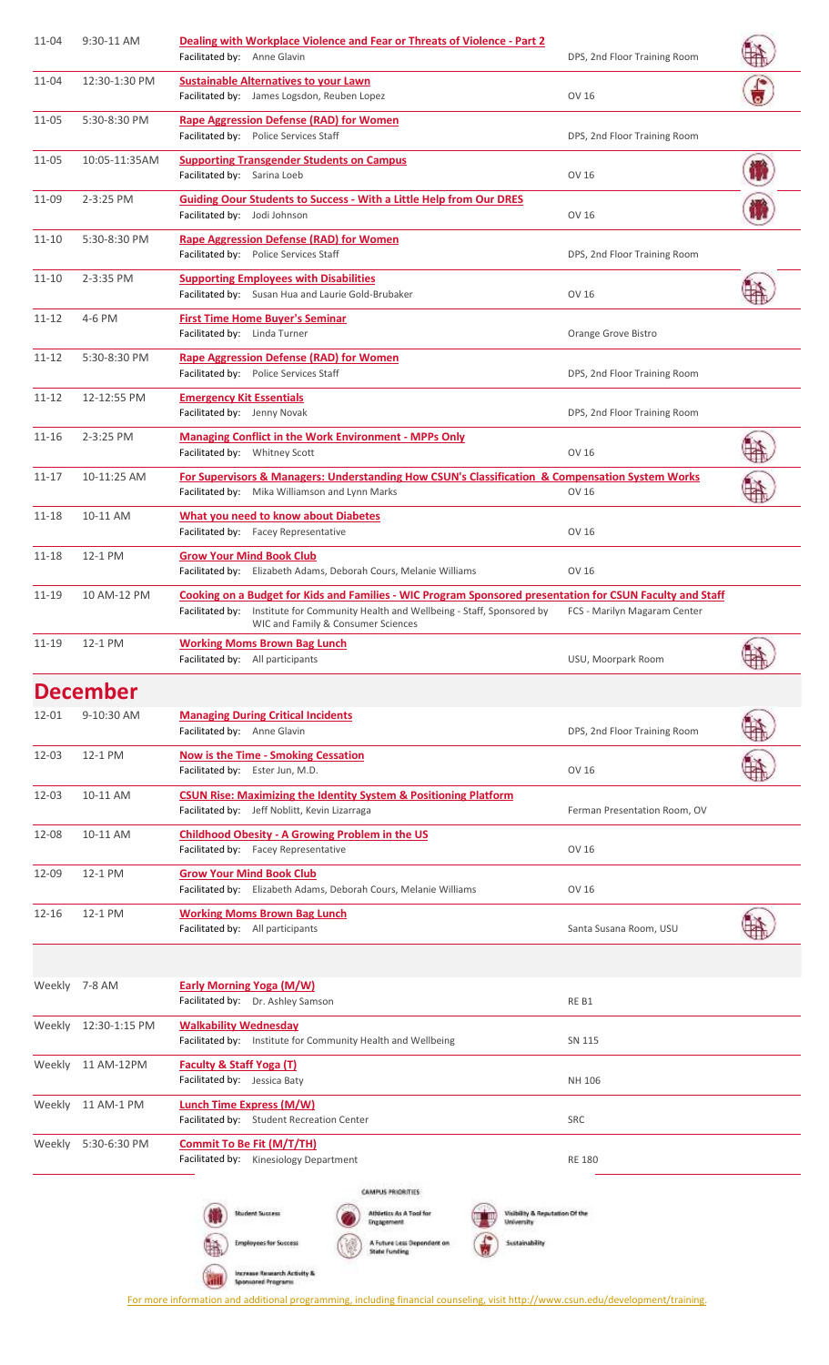| | | | |
|---|---|---|---|
| 11-04 | 9:30-11 AM | **Dealing with Workplace Violence and Fear or Threats of Violence - Part 2**<br>Facilitated by: Anne Glavin | DPS, 2nd Floor Training Room |
| 11-04 | 12:30-1:30 PM | **Sustainable Alternatives to your Lawn**<br>Facilitated by: James Logsdon, Reuben Lopez | OV 16 |
| 11-05 | 5:30-8:30 PM | **Rape Aggression Defense (RAD) for Women**<br>Facilitated by: Police Services Staff | DPS, 2nd Floor Training Room |
| 11-05 | 10:05-11:35AM | **Supporting Transgender Students on Campus**<br>Facilitated by: Sarina Loeb | OV 16 |
| 11-09 | 2-3:25 PM | **Guiding Oour Students to Success - With a Little Help from Our DRES**<br>Facilitated by: Jodi Johnson | OV 16 |
| 11-10 | 5:30-8:30 PM | **Rape Aggression Defense (RAD) for Women**<br>Facilitated by: Police Services Staff | DPS, 2nd Floor Training Room |
| 11-10 | 2-3:35 PM | **Supporting Employees with Disabilities**<br>Facilitated by: Susan Hua and Laurie Gold-Brubaker | OV 16 |
| 11-12 | 4-6 PM | **First Time Home Buyer's Seminar**<br>Facilitated by: Linda Turner | Orange Grove Bistro |
| 11-12 | 5:30-8:30 PM | **Rape Aggression Defense (RAD) for Women**<br>Facilitated by: Police Services Staff | DPS, 2nd Floor Training Room |
| 11-12 | 12-12:55 PM | **Emergency Kit Essentials**<br>Facilitated by: Jenny Novak | DPS, 2nd Floor Training Room |
| 11-16 | 2-3:25 PM | **Managing Conflict in the Work Environment - MPPs Only**<br>Facilitated by: Whitney Scott | OV 16 |
| 11-17 | 10-11:25 AM | **For Supervisors & Managers: Understanding How CSUN's Classification & Compensation System Works**<br>Facilitated by: Mika Williamson and Lynn Marks | OV 16 |
| 11-18 | 10-11 AM | **What you need to know about Diabetes**<br>Facilitated by: Facey Representative | OV 16 |
| 11-18 | 12-1 PM | **Grow Your Mind Book Club**<br>Facilitated by: Elizabeth Adams, Deborah Cours, Melanie Williams | OV 16 |
| 11-19 | 10 AM-12 PM | **Cooking on a Budget for Kids and Families - WIC Program Sponsored presentation for CSUN Faculty and Staff**<br>Facilitated by: Institute for Community Health and Wellbeing - Staff, Sponsored by WIC and Family & Consumer Sciences | FCS - Marilyn Magaram Center |
| 11-19 | 12-1 PM | **Working Moms Brown Bag Lunch**<br>Facilitated by: All participants | USU, Moorpark Room |

## December

| | | | |
|---|---|---|---|
| 12-01 | 9-10:30 AM | **Managing During Critical Incidents**<br>Facilitated by: Anne Glavin | DPS, 2nd Floor Training Room |
| 12-03 | 12-1 PM | **Now is the Time - Smoking Cessation**<br>Facilitated by: Ester Jun, M.D. | OV 16 |
| 12-03 | 10-11 AM | **CSUN Rise: Maximizing the Identity System & Positioning Platform**<br>Facilitated by: Jeff Noblitt, Kevin Lizarraga | Ferman Presentation Room, OV |
| 12-08 | 10-11 AM | **Childhood Obesity - A Growing Problem in the US**<br>Facilitated by: Facey Representative | OV 16 |
| 12-09 | 12-1 PM | **Grow Your Mind Book Club**<br>Facilitated by: Elizabeth Adams, Deborah Cours, Melanie Williams | OV 16 |
| 12-16 | 12-1 PM | **Working Moms Brown Bag Lunch**<br>Facilitated by: All participants | Santa Susana Room, USU |

| | | | |
|---|---|---|---|
| Weekly | 7-8 AM | **Early Morning Yoga (M/W)**<br>Facilitated by: Dr. Ashley Samson | RE B1 |
| Weekly | 12:30-1:15 PM | **Walkability Wednesday**<br>Facilitated by: Institute for Community Health and Wellbeing | SN 115 |
| Weekly | 11 AM-12PM | **Faculty & Staff Yoga (T)**<br>Facilitated by: Jessica Baty | NH 106 |
| Weekly | 11 AM-1 PM | **Lunch Time Express (M/W)**<br>Facilitated by: Student Recreation Center | SRC |
| Weekly | 5:30-6:30 PM | **Commit To Be Fit (M/T/TH)**<br>Facilitated by: Kinesiology Department | RE 180 |

CAMPUS PRIORITIES

- Student Success
- Athletics As A Tool for Engagement
- Visibility & Reputation Of the University
- Employees for Success
- A Future Less Dependent on State Funding
- Sustainability
- Increase Research Activity & Sponsored Programs

For more information and additional programming, including financial counseling, visit http://www.csun.edu/development/training.